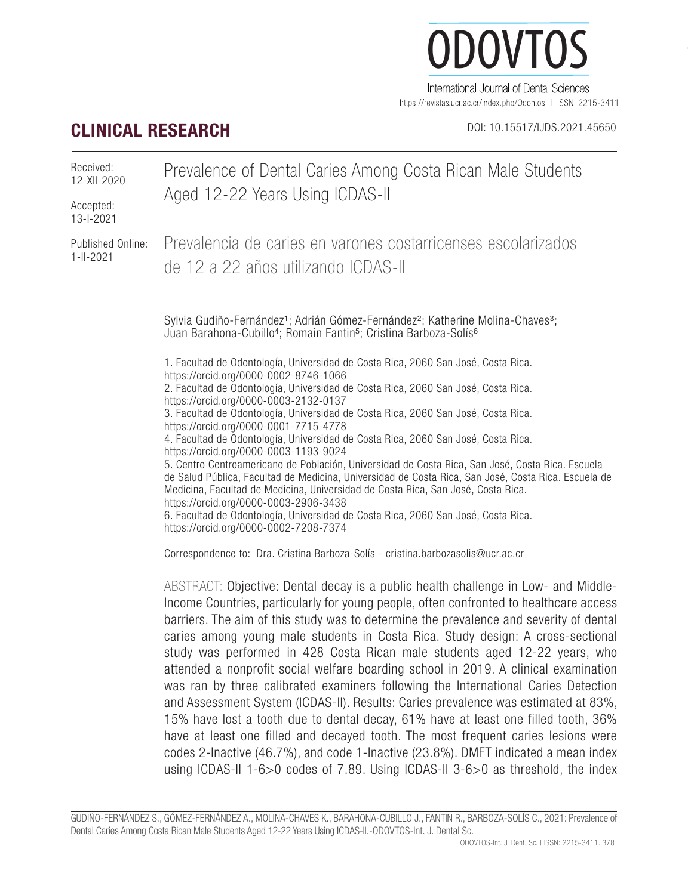**CLINICAL RESEARCH**

DOI: 10.15517/IJDS.2021.45650

Received: 12-XII-2020

Accepted: 13-I-2021

Published Online: 1-II-2021

# Prevalence of Dental Caries Among Costa Rican Male Students Aged 12-22 Years Using ICDAS-II

# Prevalencia de caries en varones costarricenses escolarizados de 12 a 22 años utilizando ICDAS-II

Sylvia Gudiño-Fernández[1]; Adrián Gómez-Fernández[2]; Katherine Molina-Chaves[3]; Juan Barahona-Cubillo[4]; Romain Fantin[5]; Cristina Barboza-Solís[6]

1. Facultad de Odontología, Universidad de Costa Rica, 2060 San José, Costa Rica. https://orcid.org/0000-0002-8746-1066
2. Facultad de Odontología, Universidad de Costa Rica, 2060 San José, Costa Rica. https://orcid.org/0000-0003-2132-0137
3. Facultad de Odontología, Universidad de Costa Rica, 2060 San José, Costa Rica. https://orcid.org/0000-0001-7715-4778
4. Facultad de Odontología, Universidad de Costa Rica, 2060 San José, Costa Rica. https://orcid.org/0000-0003-1193-9024
5. Centro Centroamericano de Población, Universidad de Costa Rica, San José, Costa Rica. Escuela de Salud Pública, Facultad de Medicina, Universidad de Costa Rica, San José, Costa Rica. Escuela de Medicina, Facultad de Medicina, Universidad de Costa Rica, San José, Costa Rica. https://orcid.org/0000-0003-2906-3438
6. Facultad de Odontología, Universidad de Costa Rica, 2060 San José, Costa Rica. https://orcid.org/0000-0002-7208-7374

Correspondence to: Dra. Cristina Barboza-Solís - cristina.barbozasolis@ucr.ac.cr

ABSTRACT: Objective: Dental decay is a public health challenge in Low- and Middle-Income Countries, particularly for young people, often confronted to healthcare access barriers. The aim of this study was to determine the prevalence and severity of dental caries among young male students in Costa Rica. Study design: A cross-sectional study was performed in 428 Costa Rican male students aged 12-22 years, who attended a nonprofit social welfare boarding school in 2019. A clinical examination was ran by three calibrated examiners following the International Caries Detection and Assessment System (ICDAS-II). Results: Caries prevalence was estimated at 83%, 15% have lost a tooth due to dental decay, 61% have at least one filled tooth, 36% have at least one filled and decayed tooth. The most frequent caries lesions were codes 2-Inactive (46.7%), and code 1-Inactive (23.8%). DMFT indicated a mean index using ICDAS-II 1-6>0 codes of 7.89. Using ICDAS-II 3-6>0 as threshold, the index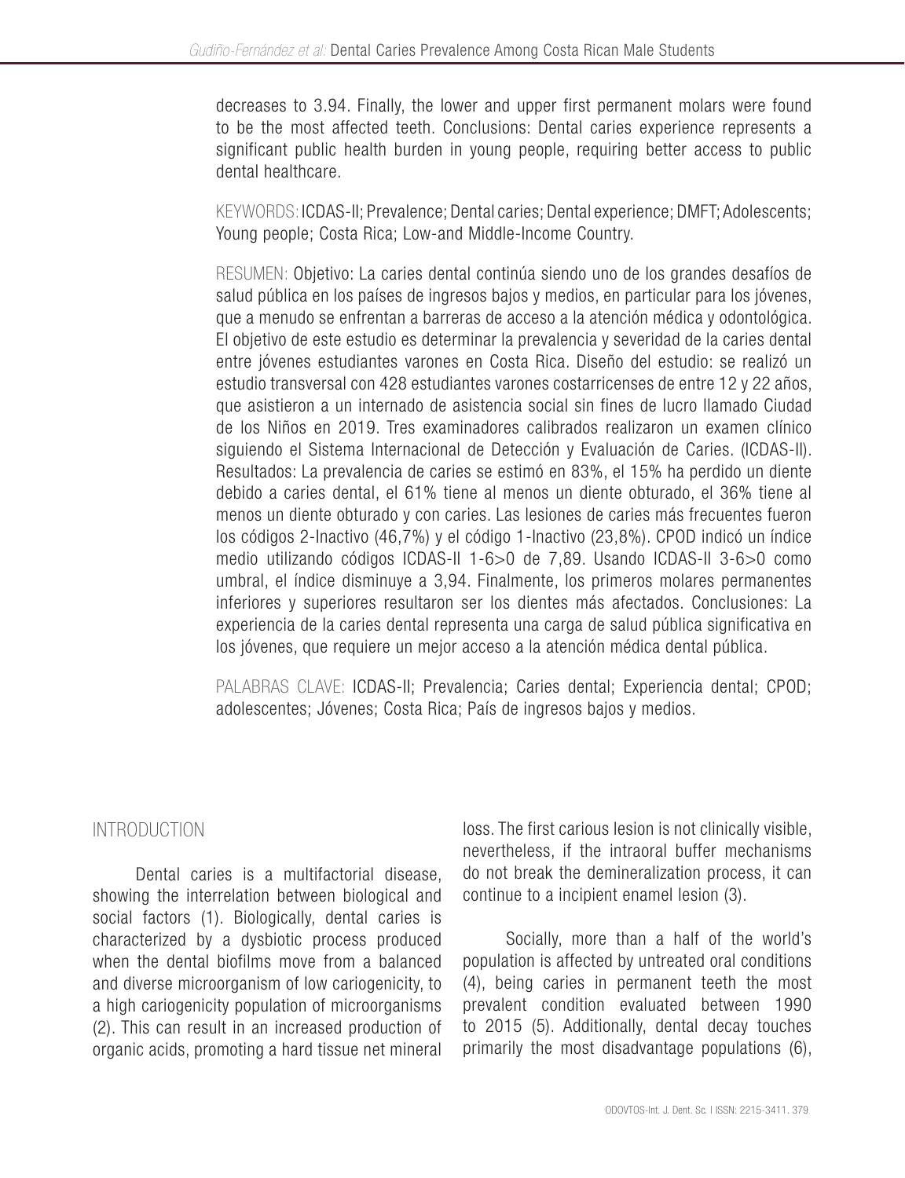decreases to 3.94. Finally, the lower and upper first permanent molars were found to be the most affected teeth. Conclusions: Dental caries experience represents a significant public health burden in young people, requiring better access to public dental healthcare.

KEYWORDS: ICDAS-II; Prevalence; Dental caries; Dental experience; DMFT; Adolescents; Young people; Costa Rica; Low-and Middle-Income Country.

RESUMEN: Objetivo: La caries dental continúa siendo uno de los grandes desafíos de salud pública en los países de ingresos bajos y medios, en particular para los jóvenes, que a menudo se enfrentan a barreras de acceso a la atención médica y odontológica. El objetivo de este estudio es determinar la prevalencia y severidad de la caries dental entre jóvenes estudiantes varones en Costa Rica. Diseño del estudio: se realizó un estudio transversal con 428 estudiantes varones costarricenses de entre 12 y 22 años, que asistieron a un internado de asistencia social sin fines de lucro llamado Ciudad de los Niños en 2019. Tres examinadores calibrados realizaron un examen clínico siguiendo el Sistema Internacional de Detección y Evaluación de Caries. (ICDAS-II). Resultados: La prevalencia de caries se estimó en 83%, el 15% ha perdido un diente debido a caries dental, el 61% tiene al menos un diente obturado, el 36% tiene al menos un diente obturado y con caries. Las lesiones de caries más frecuentes fueron los códigos 2-Inactivo (46,7%) y el código 1-Inactivo (23,8%). CPOD indicó un índice medio utilizando códigos ICDAS-II 1-6>0 de 7,89. Usando ICDAS-II 3-6>0 como umbral, el índice disminuye a 3,94. Finalmente, los primeros molares permanentes inferiores y superiores resultaron ser los dientes más afectados. Conclusiones: La experiencia de la caries dental representa una carga de salud pública significativa en los jóvenes, que requiere un mejor acceso a la atención médica dental pública.

PALABRAS CLAVE: ICDAS-II; Prevalencia; Caries dental; Experiencia dental; CPOD; adolescentes; Jóvenes; Costa Rica; País de ingresos bajos y medios.

## INTRODUCTION

Dental caries is a multifactorial disease, showing the interrelation between biological and social factors (1). Biologically, dental caries is characterized by a dysbiotic process produced when the dental biofilms move from a balanced and diverse microorganism of low cariogenicity, to a high cariogenicity population of microorganisms (2). This can result in an increased production of organic acids, promoting a hard tissue net mineral loss. The first carious lesion is not clinically visible, nevertheless, if the intraoral buffer mechanisms do not break the demineralization process, it can continue to a incipient enamel lesion (3).

Socially, more than a half of the world's population is affected by untreated oral conditions (4), being caries in permanent teeth the most prevalent condition evaluated between 1990 to 2015 (5). Additionally, dental decay touches primarily the most disadvantage populations (6),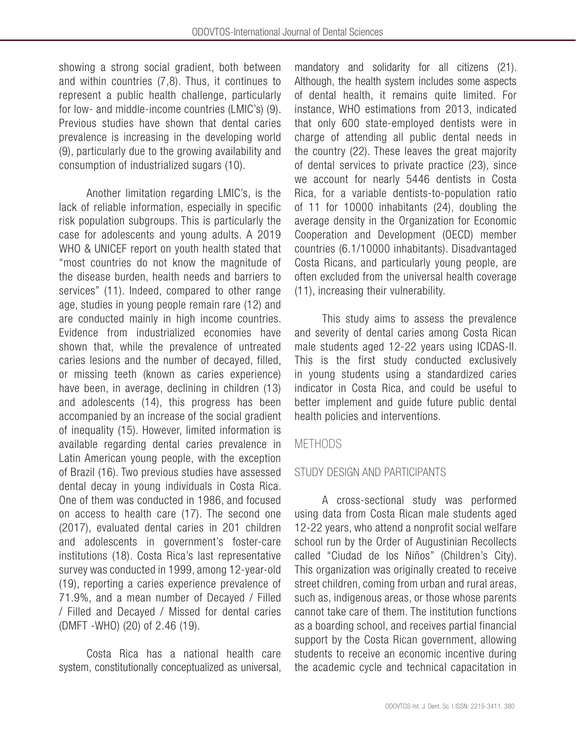showing a strong social gradient, both between and within countries (7,8). Thus, it continues to represent a public health challenge, particularly for low- and middle-income countries (LMIC's) (9). Previous studies have shown that dental caries prevalence is increasing in the developing world (9), particularly due to the growing availability and consumption of industrialized sugars (10).

Another limitation regarding LMIC's, is the lack of reliable information, especially in specific risk population subgroups. This is particularly the case for adolescents and young adults. A 2019 WHO & UNICEF report on youth health stated that "most countries do not know the magnitude of the disease burden, health needs and barriers to services" (11). Indeed, compared to other range age, studies in young people remain rare (12) and are conducted mainly in high income countries. Evidence from industrialized economies have shown that, while the prevalence of untreated caries lesions and the number of decayed, filled, or missing teeth (known as caries experience) have been, in average, declining in children (13) and adolescents (14), this progress has been accompanied by an increase of the social gradient of inequality (15). However, limited information is available regarding dental caries prevalence in Latin American young people, with the exception of Brazil (16). Two previous studies have assessed dental decay in young individuals in Costa Rica. One of them was conducted in 1986, and focused on access to health care (17). The second one (2017), evaluated dental caries in 201 children and adolescents in government's foster-care institutions (18). Costa Rica's last representative survey was conducted in 1999, among 12-year-old (19), reporting a caries experience prevalence of 71.9%, and a mean number of Decayed / Filled / Filled and Decayed / Missed for dental caries (DMFT -WHO) (20) of 2.46 (19).

Costa Rica has a national health care system, constitutionally conceptualized as universal, mandatory and solidarity for all citizens (21). Although, the health system includes some aspects of dental health, it remains quite limited. For instance, WHO estimations from 2013, indicated that only 600 state-employed dentists were in charge of attending all public dental needs in the country (22). These leaves the great majority of dental services to private practice (23), since we account for nearly 5446 dentists in Costa Rica, for a variable dentists-to-population ratio of 11 for 10000 inhabitants (24), doubling the average density in the Organization for Economic Cooperation and Development (OECD) member countries (6.1/10000 inhabitants). Disadvantaged Costa Ricans, and particularly young people, are often excluded from the universal health coverage (11), increasing their vulnerability.

This study aims to assess the prevalence and severity of dental caries among Costa Rican male students aged 12-22 years using ICDAS-II. This is the first study conducted exclusively in young students using a standardized caries indicator in Costa Rica, and could be useful to better implement and guide future public dental health policies and interventions.

## METHODS

### STUDY DESIGN AND PARTICIPANTS

A cross-sectional study was performed using data from Costa Rican male students aged 12-22 years, who attend a nonprofit social welfare school run by the Order of Augustinian Recollects called "Ciudad de los Niños" (Children's City). This organization was originally created to receive street children, coming from urban and rural areas, such as, indigenous areas, or those whose parents cannot take care of them. The institution functions as a boarding school, and receives partial financial support by the Costa Rican government, allowing students to receive an economic incentive during the academic cycle and technical capacitation in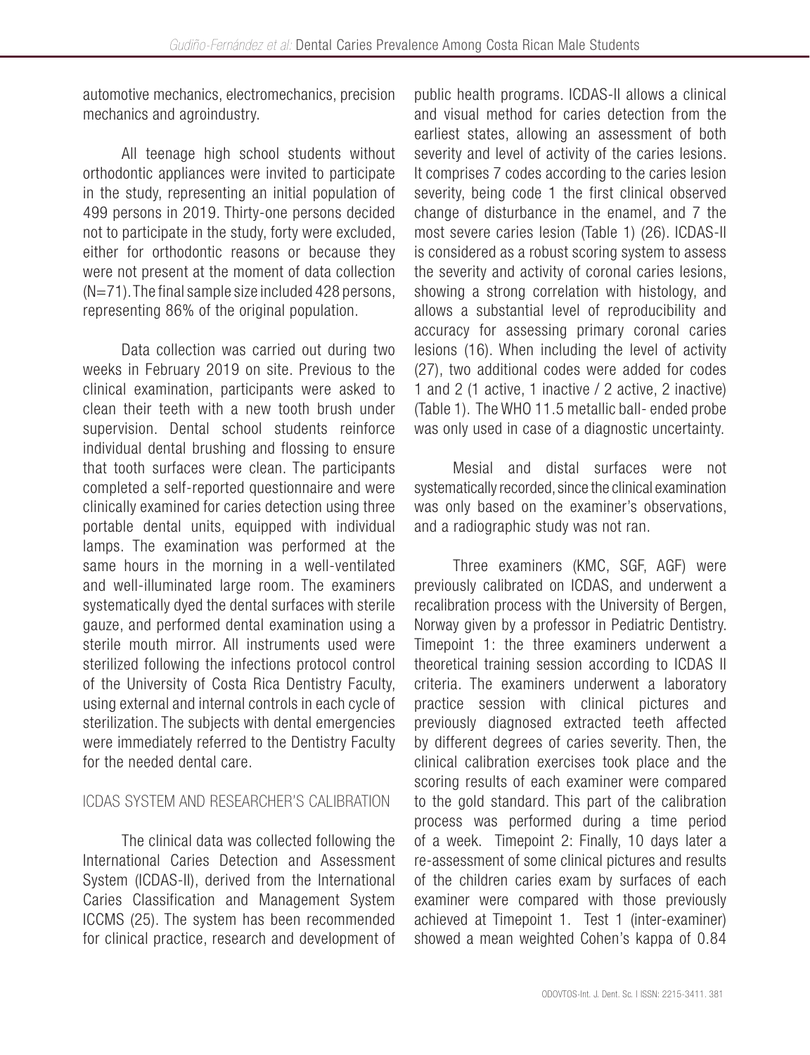automotive mechanics, electromechanics, precision mechanics and agroindustry.

All teenage high school students without orthodontic appliances were invited to participate in the study, representing an initial population of 499 persons in 2019. Thirty-one persons decided not to participate in the study, forty were excluded, either for orthodontic reasons or because they were not present at the moment of data collection (N=71). The final sample size included 428 persons, representing 86% of the original population.

Data collection was carried out during two weeks in February 2019 on site. Previous to the clinical examination, participants were asked to clean their teeth with a new tooth brush under supervision. Dental school students reinforce individual dental brushing and flossing to ensure that tooth surfaces were clean. The participants completed a self-reported questionnaire and were clinically examined for caries detection using three portable dental units, equipped with individual lamps. The examination was performed at the same hours in the morning in a well-ventilated and well-illuminated large room. The examiners systematically dyed the dental surfaces with sterile gauze, and performed dental examination using a sterile mouth mirror. All instruments used were sterilized following the infections protocol control of the University of Costa Rica Dentistry Faculty, using external and internal controls in each cycle of sterilization. The subjects with dental emergencies were immediately referred to the Dentistry Faculty for the needed dental care.

## ICDAS SYSTEM AND RESEARCHER'S CALIBRATION

The clinical data was collected following the International Caries Detection and Assessment System (ICDAS-II), derived from the International Caries Classification and Management System ICCMS (25). The system has been recommended for clinical practice, research and development of public health programs. ICDAS-II allows a clinical and visual method for caries detection from the earliest states, allowing an assessment of both severity and level of activity of the caries lesions. It comprises 7 codes according to the caries lesion severity, being code 1 the first clinical observed change of disturbance in the enamel, and 7 the most severe caries lesion (Table 1) (26). ICDAS-II is considered as a robust scoring system to assess the severity and activity of coronal caries lesions, showing a strong correlation with histology, and allows a substantial level of reproducibility and accuracy for assessing primary coronal caries lesions (16). When including the level of activity (27), two additional codes were added for codes 1 and 2 (1 active, 1 inactive / 2 active, 2 inactive) (Table 1). The WHO 11.5 metallic ball- ended probe was only used in case of a diagnostic uncertainty.

Mesial and distal surfaces were not systematically recorded, since the clinical examination was only based on the examiner's observations, and a radiographic study was not ran.

Three examiners (KMC, SGF, AGF) were previously calibrated on ICDAS, and underwent a recalibration process with the University of Bergen, Norway given by a professor in Pediatric Dentistry. Timepoint 1: the three examiners underwent a theoretical training session according to ICDAS II criteria. The examiners underwent a laboratory practice session with clinical pictures and previously diagnosed extracted teeth affected by different degrees of caries severity. Then, the clinical calibration exercises took place and the scoring results of each examiner were compared to the gold standard. This part of the calibration process was performed during a time period of a week. Timepoint 2: Finally, 10 days later a re-assessment of some clinical pictures and results of the children caries exam by surfaces of each examiner were compared with those previously achieved at Timepoint 1. Test 1 (inter-examiner) showed a mean weighted Cohen's kappa of 0.84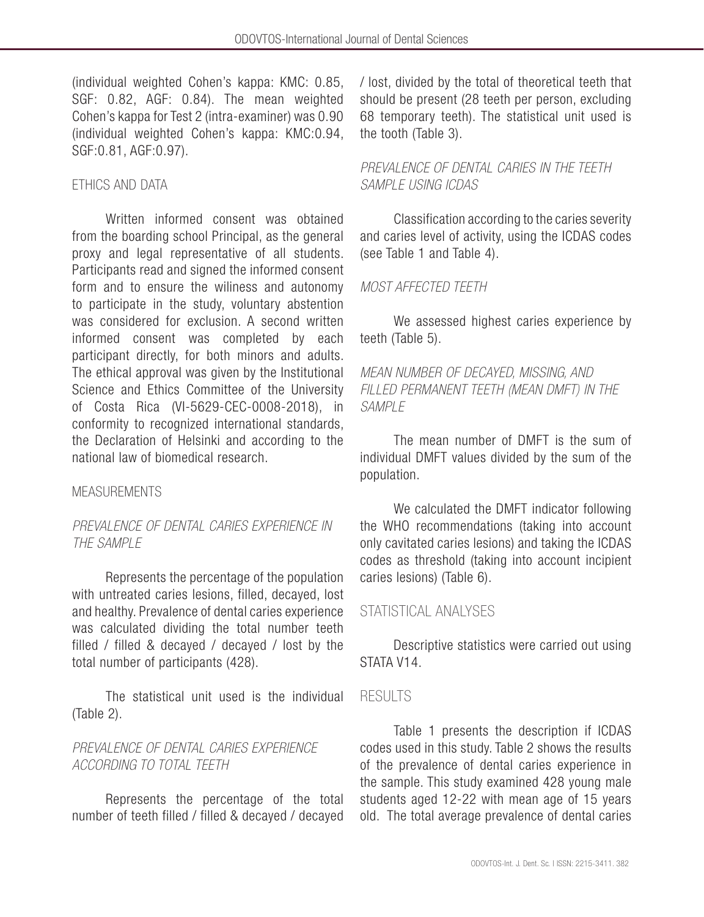(individual weighted Cohen's kappa: KMC: 0.85, SGF: 0.82, AGF: 0.84). The mean weighted Cohen's kappa for Test 2 (intra-examiner) was 0.90 (individual weighted Cohen's kappa: KMC:0.94, SGF:0.81, AGF:0.97).

## ETHICS AND DATA

Written informed consent was obtained from the boarding school Principal, as the general proxy and legal representative of all students. Participants read and signed the informed consent form and to ensure the wiliness and autonomy to participate in the study, voluntary abstention was considered for exclusion. A second written informed consent was completed by each participant directly, for both minors and adults. The ethical approval was given by the Institutional Science and Ethics Committee of the University of Costa Rica (VI-5629-CEC-0008-2018), in conformity to recognized international standards, the Declaration of Helsinki and according to the national law of biomedical research.

## MEASUREMENTS

### *PREVALENCE OF DENTAL CARIES EXPERIENCE IN THE SAMPLE*

Represents the percentage of the population with untreated caries lesions, filled, decayed, lost and healthy. Prevalence of dental caries experience was calculated dividing the total number teeth filled / filled & decayed / decayed / lost by the total number of participants (428).

The statistical unit used is the individual (Table 2).

### *PREVALENCE OF DENTAL CARIES EXPERIENCE ACCORDING TO TOTAL TEETH*

Represents the percentage of the total number of teeth filled / filled & decayed / decayed / lost, divided by the total of theoretical teeth that should be present (28 teeth per person, excluding 68 temporary teeth). The statistical unit used is the tooth (Table 3).

### *PREVALENCE OF DENTAL CARIES IN THE TEETH SAMPLE USING ICDAS*

Classification according to the caries severity and caries level of activity, using the ICDAS codes (see Table 1 and Table 4).

### *MOST AFFECTED TEETH*

We assessed highest caries experience by teeth (Table 5).

### *MEAN NUMBER OF DECAYED, MISSING, AND FILLED PERMANENT TEETH (MEAN DMFT) IN THE SAMPLE*

The mean number of DMFT is the sum of individual DMFT values divided by the sum of the population.

We calculated the DMFT indicator following the WHO recommendations (taking into account only cavitated caries lesions) and taking the ICDAS codes as threshold (taking into account incipient caries lesions) (Table 6).

## STATISTICAL ANALYSES

Descriptive statistics were carried out using STATA V14.

## RESULTS

Table 1 presents the description if ICDAS codes used in this study. Table 2 shows the results of the prevalence of dental caries experience in the sample. This study examined 428 young male students aged 12-22 with mean age of 15 years old. The total average prevalence of dental caries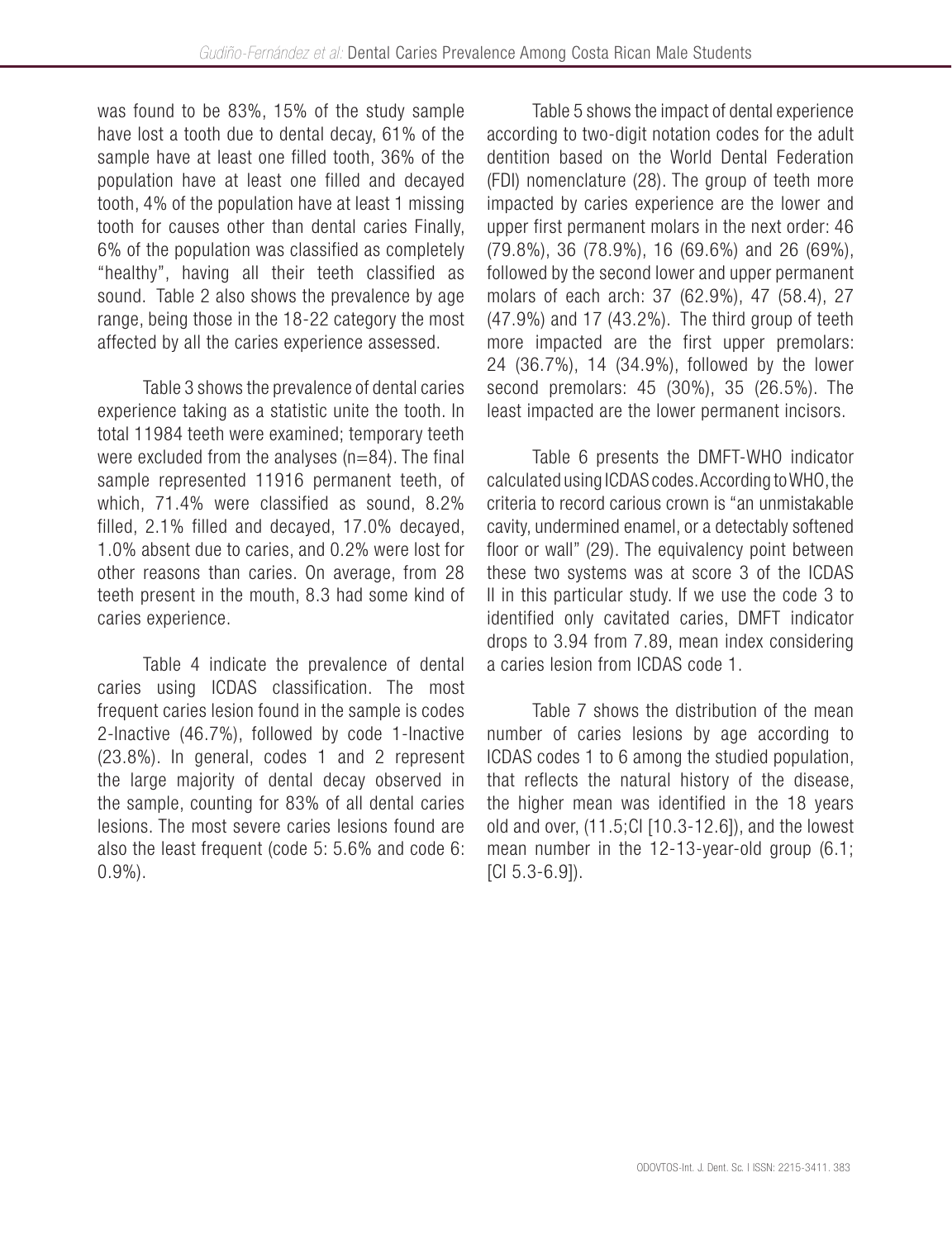was found to be 83%, 15% of the study sample have lost a tooth due to dental decay, 61% of the sample have at least one filled tooth, 36% of the population have at least one filled and decayed tooth, 4% of the population have at least 1 missing tooth for causes other than dental caries Finally, 6% of the population was classified as completely "healthy", having all their teeth classified as sound. Table 2 also shows the prevalence by age range, being those in the 18-22 category the most affected by all the caries experience assessed.

Table 3 shows the prevalence of dental caries experience taking as a statistic unite the tooth. In total 11984 teeth were examined; temporary teeth were excluded from the analyses (n=84). The final sample represented 11916 permanent teeth, of which, 71.4% were classified as sound, 8.2% filled, 2.1% filled and decayed, 17.0% decayed, 1.0% absent due to caries, and 0.2% were lost for other reasons than caries. On average, from 28 teeth present in the mouth, 8.3 had some kind of caries experience.

Table 4 indicate the prevalence of dental caries using ICDAS classification. The most frequent caries lesion found in the sample is codes 2-Inactive (46.7%), followed by code 1-Inactive (23.8%). In general, codes 1 and 2 represent the large majority of dental decay observed in the sample, counting for 83% of all dental caries lesions. The most severe caries lesions found are also the least frequent (code 5: 5.6% and code 6: 0.9%).

Table 5 shows the impact of dental experience according to two-digit notation codes for the adult dentition based on the World Dental Federation (FDI) nomenclature (28). The group of teeth more impacted by caries experience are the lower and upper first permanent molars in the next order: 46 (79.8%), 36 (78.9%), 16 (69.6%) and 26 (69%), followed by the second lower and upper permanent molars of each arch: 37 (62.9%), 47 (58.4), 27 (47.9%) and 17 (43.2%). The third group of teeth more impacted are the first upper premolars: 24 (36.7%), 14 (34.9%), followed by the lower second premolars: 45 (30%), 35 (26.5%). The least impacted are the lower permanent incisors.

Table 6 presents the DMFT-WHO indicator calculated using ICDAS codes. According to WHO, the criteria to record carious crown is "an unmistakable cavity, undermined enamel, or a detectably softened floor or wall" (29). The equivalency point between these two systems was at score 3 of the ICDAS II in this particular study. If we use the code 3 to identified only cavitated caries, DMFT indicator drops to 3.94 from 7.89, mean index considering a caries lesion from ICDAS code 1.

Table 7 shows the distribution of the mean number of caries lesions by age according to ICDAS codes 1 to 6 among the studied population, that reflects the natural history of the disease, the higher mean was identified in the 18 years old and over, (11.5;CI [10.3-12.6]), and the lowest mean number in the 12-13-year-old group (6.1; [CI 5.3-6.9]).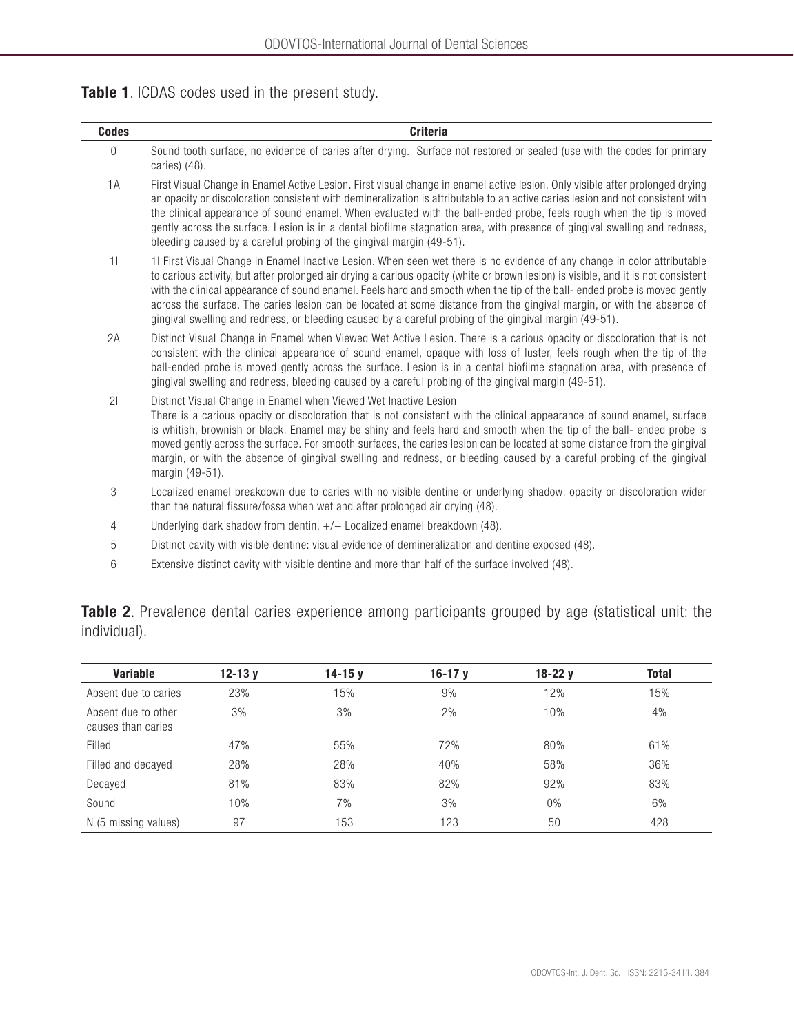**Table 1**. ICDAS codes used in the present study.

| Codes | Criteria |
|---|---|
| 0 | Sound tooth surface, no evidence of caries after drying. Surface not restored or sealed (use with the codes for primary caries) (48). |
| 1A | First Visual Change in Enamel Active Lesion. First visual change in enamel active lesion. Only visible after prolonged drying an opacity or discoloration consistent with demineralization is attributable to an active caries lesion and not consistent with the clinical appearance of sound enamel. When evaluated with the ball-ended probe, feels rough when the tip is moved gently across the surface. Lesion is in a dental biofilme stagnation area, with presence of gingival swelling and redness, bleeding caused by a careful probing of the gingival margin (49-51). |
| 1I | 1I First Visual Change in Enamel Inactive Lesion. When seen wet there is no evidence of any change in color attributable to carious activity, but after prolonged air drying a carious opacity (white or brown lesion) is visible, and it is not consistent with the clinical appearance of sound enamel. Feels hard and smooth when the tip of the ball- ended probe is moved gently across the surface. The caries lesion can be located at some distance from the gingival margin, or with the absence of gingival swelling and redness, or bleeding caused by a careful probing of the gingival margin (49-51). |
| 2A | Distinct Visual Change in Enamel when Viewed Wet Active Lesion. There is a carious opacity or discoloration that is not consistent with the clinical appearance of sound enamel, opaque with loss of luster, feels rough when the tip of the ball-ended probe is moved gently across the surface. Lesion is in a dental biofilme stagnation area, with presence of gingival swelling and redness, bleeding caused by a careful probing of the gingival margin (49-51). |
| 2I | Distinct Visual Change in Enamel when Viewed Wet Inactive Lesion There is a carious opacity or discoloration that is not consistent with the clinical appearance of sound enamel, surface is whitish, brownish or black. Enamel may be shiny and feels hard and smooth when the tip of the ball- ended probe is moved gently across the surface. For smooth surfaces, the caries lesion can be located at some distance from the gingival margin, or with the absence of gingival swelling and redness, or bleeding caused by a careful probing of the gingival margin (49-51). |
| 3 | Localized enamel breakdown due to caries with no visible dentine or underlying shadow: opacity or discoloration wider than the natural fissure/fossa when wet and after prolonged air drying (48). |
| 4 | Underlying dark shadow from dentin, +/– Localized enamel breakdown (48). |
| 5 | Distinct cavity with visible dentine: visual evidence of demineralization and dentine exposed (48). |
| 6 | Extensive distinct cavity with visible dentine and more than half of the surface involved (48). |

**Table 2**. Prevalence dental caries experience among participants grouped by age (statistical unit: the individual).

| Variable | 12-13 y | 14-15 y | 16-17 y | 18-22 y | Total |
|---|---|---|---|---|---|
| Absent due to caries | 23% | 15% | 9% | 12% | 15% |
| Absent due to other causes than caries | 3% | 3% | 2% | 10% | 4% |
| Filled | 47% | 55% | 72% | 80% | 61% |
| Filled and decayed | 28% | 28% | 40% | 58% | 36% |
| Decayed | 81% | 83% | 82% | 92% | 83% |
| Sound | 10% | 7% | 3% | 0% | 6% |
| N (5 missing values) | 97 | 153 | 123 | 50 | 428 |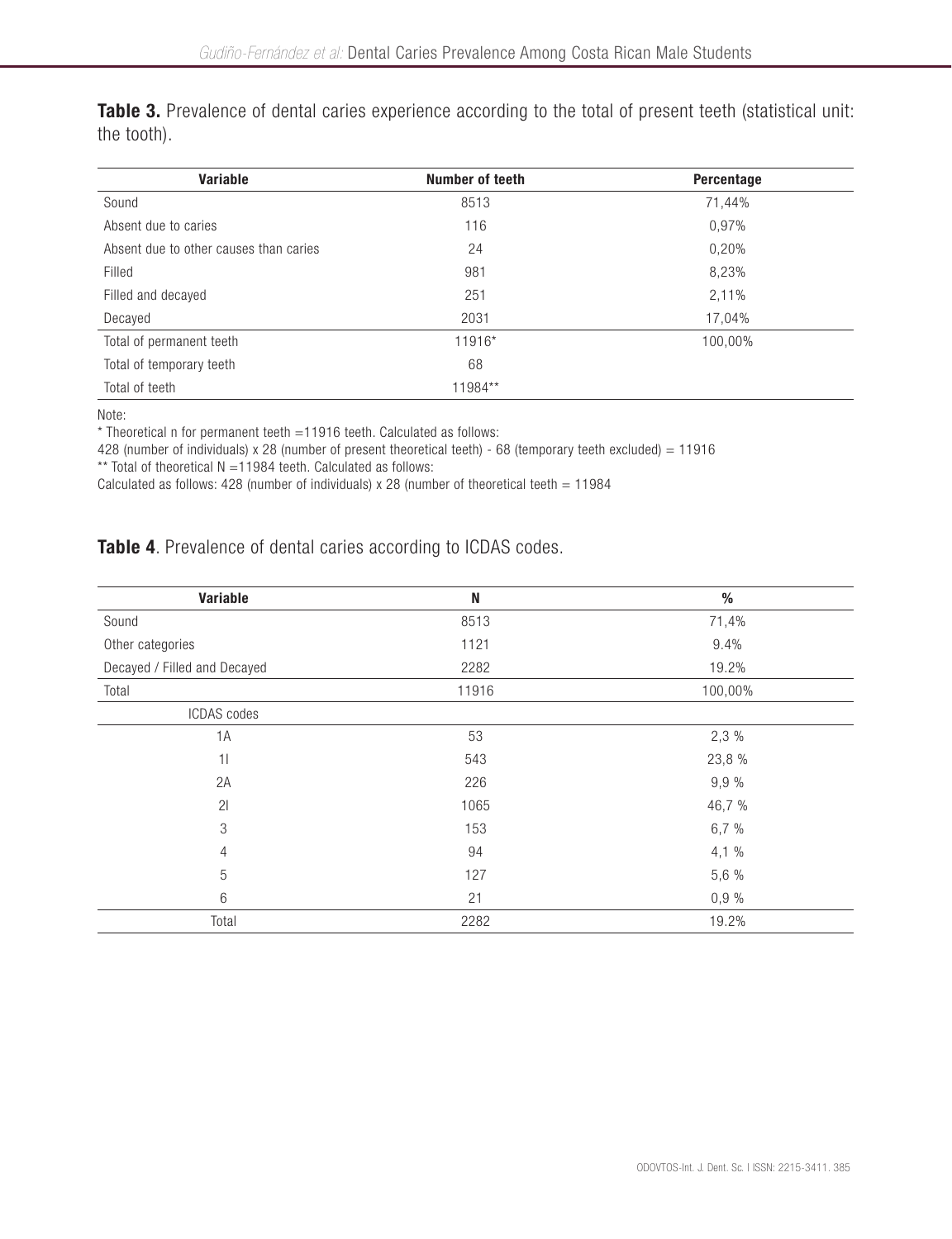**Table 3.** Prevalence of dental caries experience according to the total of present teeth (statistical unit: the tooth).

| Variable | Number of teeth | Percentage |
|---|---|---|
| Sound | 8513 | 71,44% |
| Absent due to caries | 116 | 0,97% |
| Absent due to other causes than caries | 24 | 0,20% |
| Filled | 981 | 8,23% |
| Filled and decayed | 251 | 2,11% |
| Decayed | 2031 | 17,04% |
| Total of permanent teeth | 11916* | 100,00% |
| Total of temporary teeth | 68 | |
| Total of teeth | 11984** | |

Note:

* Theoretical n for permanent teeth =11916 teeth. Calculated as follows:

428 (number of individuals) x 28 (number of present theoretical teeth) - 68 (temporary teeth excluded) = 11916

** Total of theoretical N =11984 teeth. Calculated as follows:

Calculated as follows: 428 (number of individuals) x 28 (number of theoretical teeth = 11984

**Table 4**. Prevalence of dental caries according to ICDAS codes.

| Variable | N | % |
|---|---|---|
| Sound | 8513 | 71,4% |
| Other categories | 1121 | 9.4% |
| Decayed / Filled and Decayed | 2282 | 19.2% |
| Total | 11916 | 100,00% |
| ICDAS codes | | |
| 1A | 53 | 2,3 % |
| 1I | 543 | 23,8 % |
| 2A | 226 | 9,9 % |
| 2I | 1065 | 46,7 % |
| 3 | 153 | 6,7 % |
| 4 | 94 | 4,1 % |
| 5 | 127 | 5,6 % |
| 6 | 21 | 0,9 % |
| Total | 2282 | 19.2% |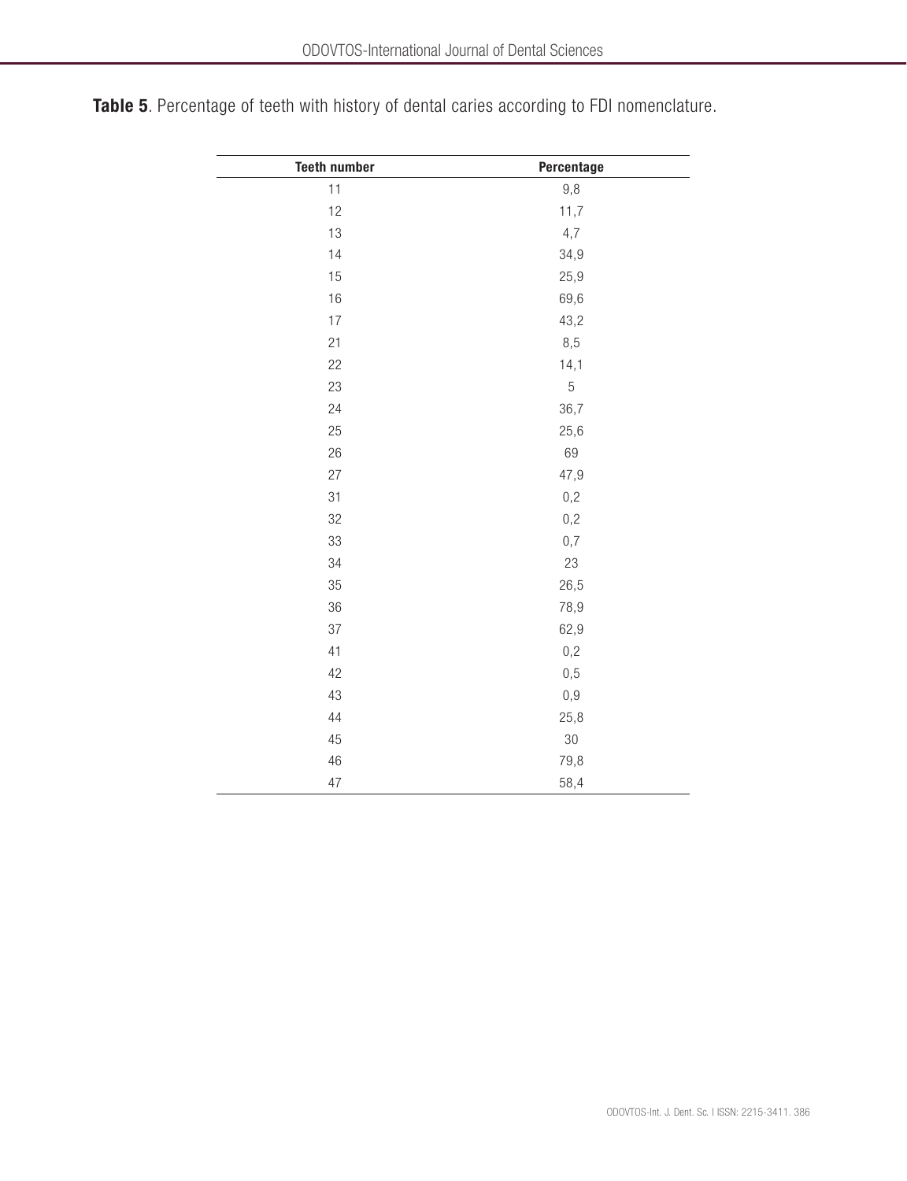**Table 5**. Percentage of teeth with history of dental caries according to FDI nomenclature.

| Teeth number | Percentage |
|---|---|
| 11 | 9,8 |
| 12 | 11,7 |
| 13 | 4,7 |
| 14 | 34,9 |
| 15 | 25,9 |
| 16 | 69,6 |
| 17 | 43,2 |
| 21 | 8,5 |
| 22 | 14,1 |
| 23 | 5 |
| 24 | 36,7 |
| 25 | 25,6 |
| 26 | 69 |
| 27 | 47,9 |
| 31 | 0,2 |
| 32 | 0,2 |
| 33 | 0,7 |
| 34 | 23 |
| 35 | 26,5 |
| 36 | 78,9 |
| 37 | 62,9 |
| 41 | 0,2 |
| 42 | 0,5 |
| 43 | 0,9 |
| 44 | 25,8 |
| 45 | 30 |
| 46 | 79,8 |
| 47 | 58,4 |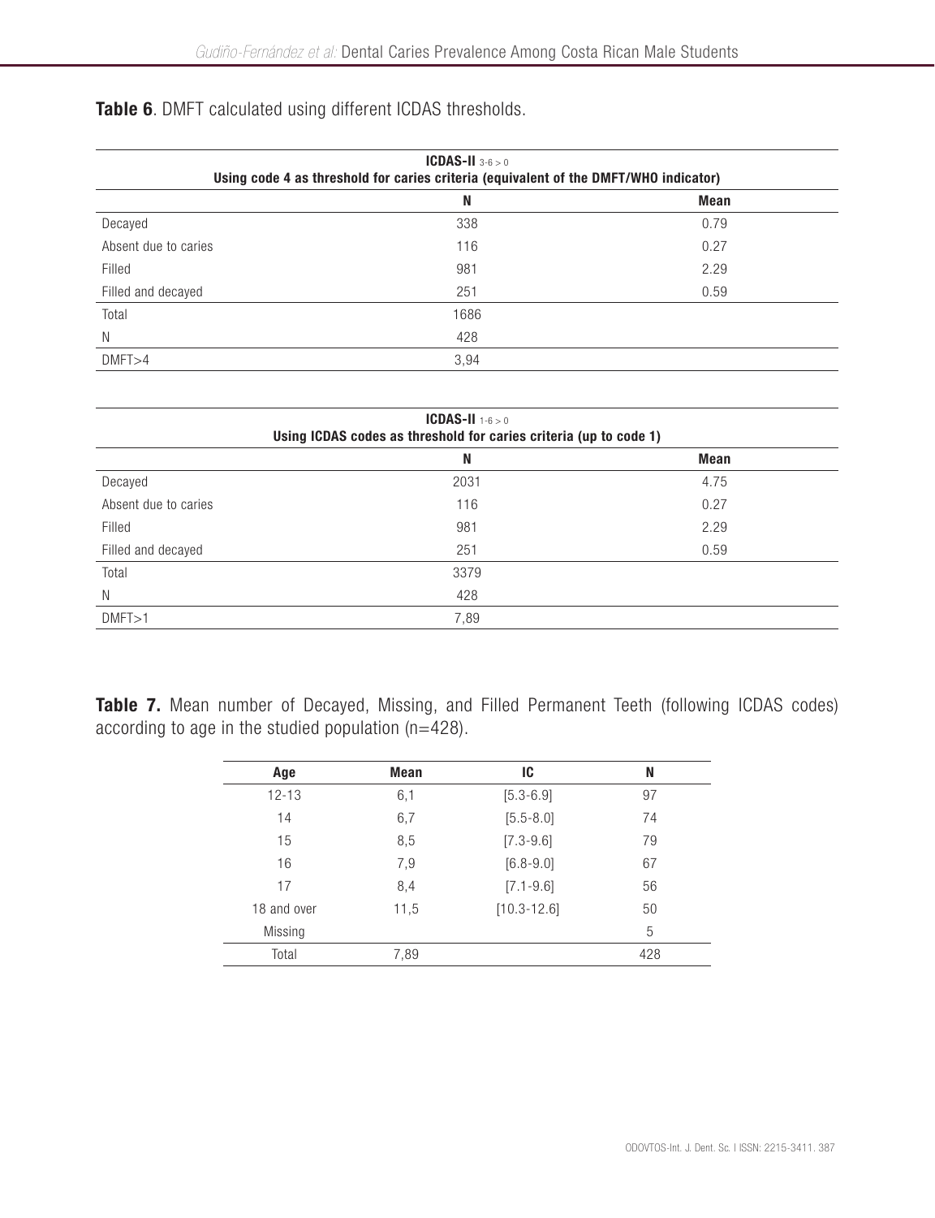**Table 6**. DMFT calculated using different ICDAS thresholds.

| **ICDAS-II** $_{3\text{-}6>0}$ Using code 4 as threshold for caries criteria (equivalent of the DMFT/WHO indicator) | | |
|---|---|---|
| | **N** | **Mean** |
| Decayed | 338 | 0.79 |
| Absent due to caries | 116 | 0.27 |
| Filled | 981 | 2.29 |
| Filled and decayed | 251 | 0.59 |
| Total | 1686 | |
| N | 428 | |
| DMFT>4 | 3,94 | |

| **ICDAS-II** $_{1\text{-}6>0}$ Using ICDAS codes as threshold for caries criteria (up to code 1) | | |
|---|---|---|
| | **N** | **Mean** |
| Decayed | 2031 | 4.75 |
| Absent due to caries | 116 | 0.27 |
| Filled | 981 | 2.29 |
| Filled and decayed | 251 | 0.59 |
| Total | 3379 | |
| N | 428 | |
| DMFT>1 | 7,89 | |

**Table 7.** Mean number of Decayed, Missing, and Filled Permanent Teeth (following ICDAS codes) according to age in the studied population (n=428).

| Age | Mean | IC | N |
|---|---|---|---|
| 12-13 | 6,1 | [5.3-6.9] | 97 |
| 14 | 6,7 | [5.5-8.0] | 74 |
| 15 | 8,5 | [7.3-9.6] | 79 |
| 16 | 7,9 | [6.8-9.0] | 67 |
| 17 | 8,4 | [7.1-9.6] | 56 |
| 18 and over | 11,5 | [10.3-12.6] | 50 |
| Missing | | | 5 |
| Total | 7,89 | | 428 |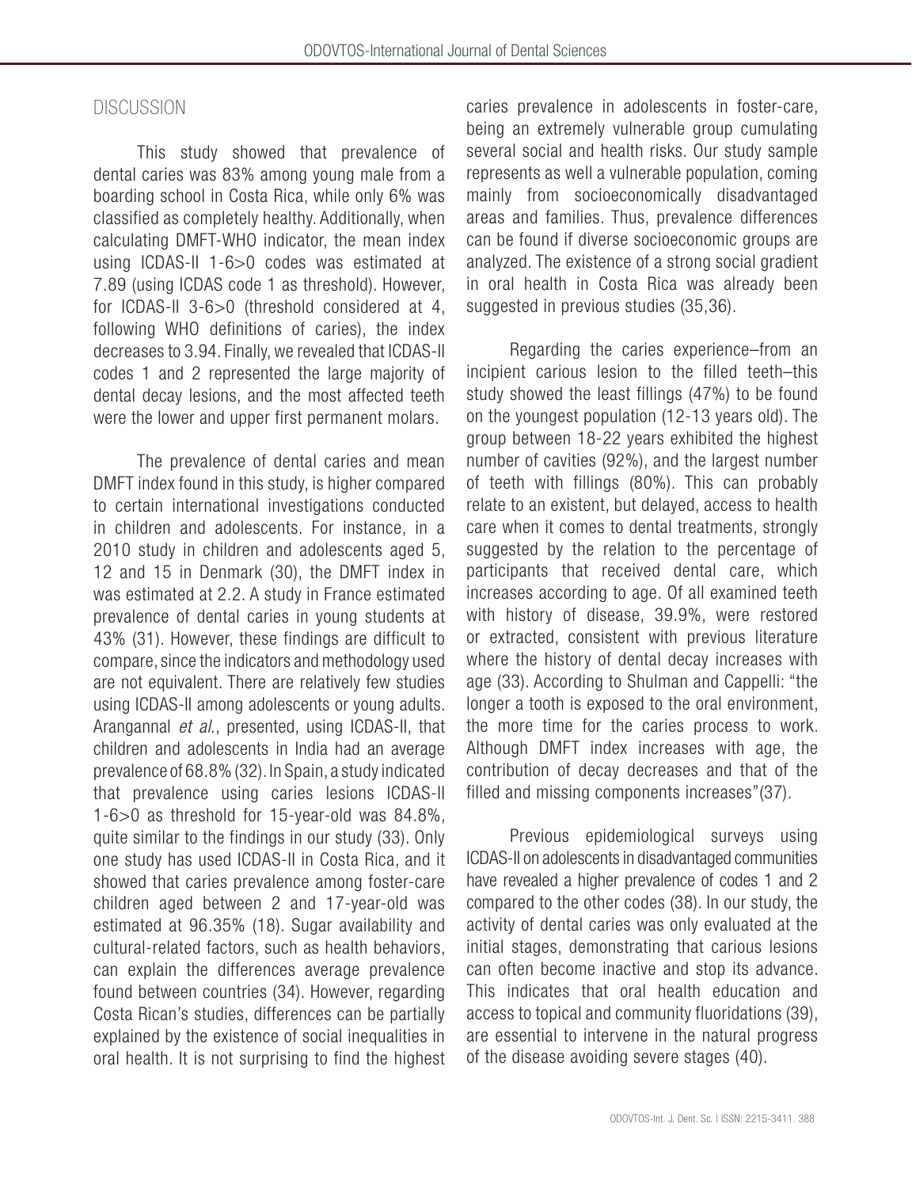## DISCUSSION

This study showed that prevalence of dental caries was 83% among young male from a boarding school in Costa Rica, while only 6% was classified as completely healthy. Additionally, when calculating DMFT-WHO indicator, the mean index using ICDAS-II 1-6>0 codes was estimated at 7.89 (using ICDAS code 1 as threshold). However, for ICDAS-II 3-6>0 (threshold considered at 4, following WHO definitions of caries), the index decreases to 3.94. Finally, we revealed that ICDAS-II codes 1 and 2 represented the large majority of dental decay lesions, and the most affected teeth were the lower and upper first permanent molars.

The prevalence of dental caries and mean DMFT index found in this study, is higher compared to certain international investigations conducted in children and adolescents. For instance, in a 2010 study in children and adolescents aged 5, 12 and 15 in Denmark (30), the DMFT index in was estimated at 2.2. A study in France estimated prevalence of dental caries in young students at 43% (31). However, these findings are difficult to compare, since the indicators and methodology used are not equivalent. There are relatively few studies using ICDAS-II among adolescents or young adults. Arangannal *et al.*, presented, using ICDAS-II, that children and adolescents in India had an average prevalence of 68.8% (32). In Spain, a study indicated that prevalence using caries lesions ICDAS-II 1-6>0 as threshold for 15-year-old was 84.8%, quite similar to the findings in our study (33). Only one study has used ICDAS-II in Costa Rica, and it showed that caries prevalence among foster-care children aged between 2 and 17-year-old was estimated at 96.35% (18). Sugar availability and cultural-related factors, such as health behaviors, can explain the differences average prevalence found between countries (34). However, regarding Costa Rican's studies, differences can be partially explained by the existence of social inequalities in oral health. It is not surprising to find the highest caries prevalence in adolescents in foster-care, being an extremely vulnerable group cumulating several social and health risks. Our study sample represents as well a vulnerable population, coming mainly from socioeconomically disadvantaged areas and families. Thus, prevalence differences can be found if diverse socioeconomic groups are analyzed. The existence of a strong social gradient in oral health in Costa Rica was already been suggested in previous studies (35,36).

Regarding the caries experience–from an incipient carious lesion to the filled teeth–this study showed the least fillings (47%) to be found on the youngest population (12-13 years old). The group between 18-22 years exhibited the highest number of cavities (92%), and the largest number of teeth with fillings (80%). This can probably relate to an existent, but delayed, access to health care when it comes to dental treatments, strongly suggested by the relation to the percentage of participants that received dental care, which increases according to age. Of all examined teeth with history of disease, 39.9%, were restored or extracted, consistent with previous literature where the history of dental decay increases with age (33). According to Shulman and Cappelli: "the longer a tooth is exposed to the oral environment, the more time for the caries process to work. Although DMFT index increases with age, the contribution of decay decreases and that of the filled and missing components increases"(37).

Previous epidemiological surveys using ICDAS-II on adolescents in disadvantaged communities have revealed a higher prevalence of codes 1 and 2 compared to the other codes (38). In our study, the activity of dental caries was only evaluated at the initial stages, demonstrating that carious lesions can often become inactive and stop its advance. This indicates that oral health education and access to topical and community fluoridations (39), are essential to intervene in the natural progress of the disease avoiding severe stages (40).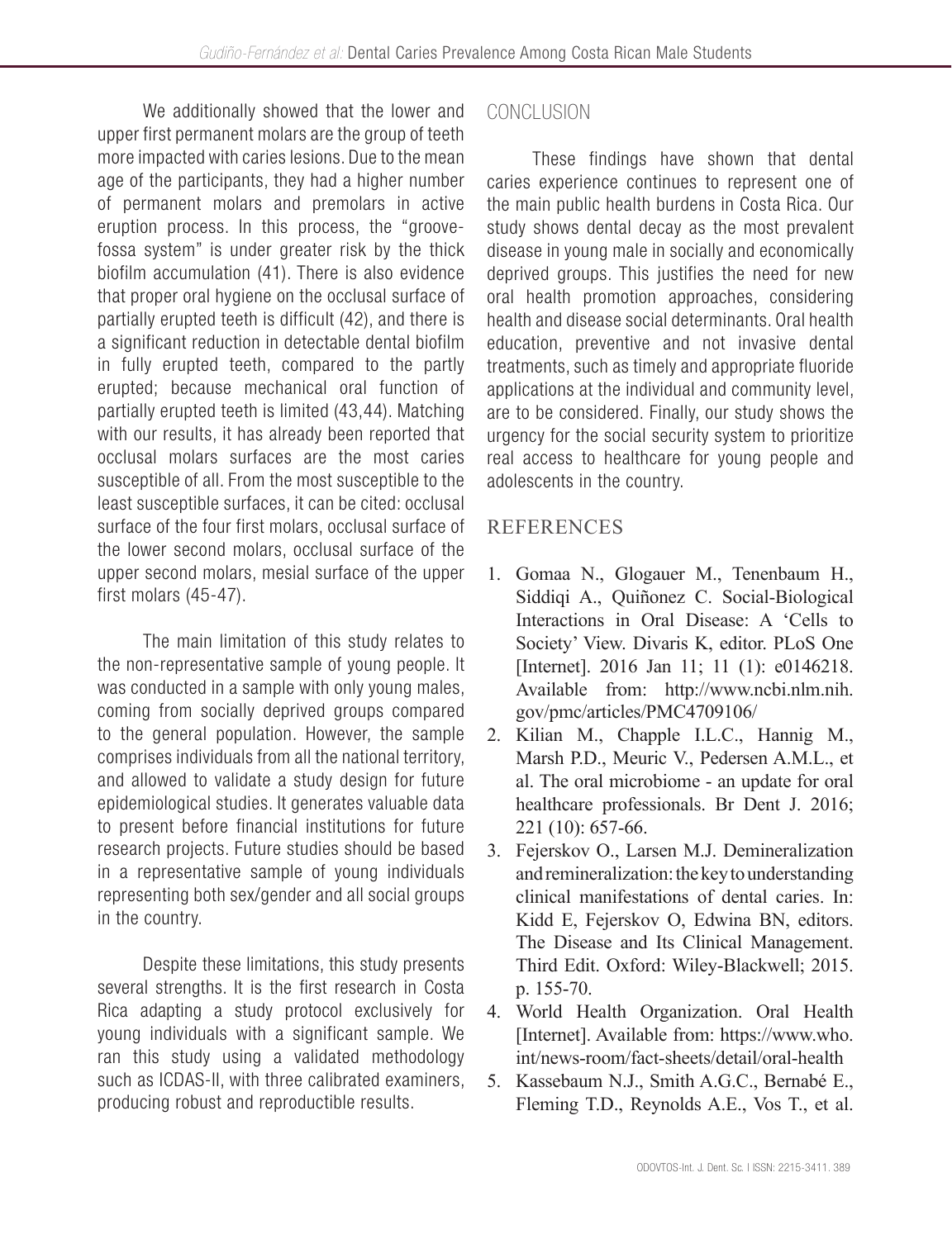We additionally showed that the lower and upper first permanent molars are the group of teeth more impacted with caries lesions. Due to the mean age of the participants, they had a higher number of permanent molars and premolars in active eruption process. In this process, the "groove-fossa system" is under greater risk by the thick biofilm accumulation (41). There is also evidence that proper oral hygiene on the occlusal surface of partially erupted teeth is difficult (42), and there is a significant reduction in detectable dental biofilm in fully erupted teeth, compared to the partly erupted; because mechanical oral function of partially erupted teeth is limited (43,44). Matching with our results, it has already been reported that occlusal molars surfaces are the most caries susceptible of all. From the most susceptible to the least susceptible surfaces, it can be cited: occlusal surface of the four first molars, occlusal surface of the lower second molars, occlusal surface of the upper second molars, mesial surface of the upper first molars (45-47).

The main limitation of this study relates to the non-representative sample of young people. It was conducted in a sample with only young males, coming from socially deprived groups compared to the general population. However, the sample comprises individuals from all the national territory, and allowed to validate a study design for future epidemiological studies. It generates valuable data to present before financial institutions for future research projects. Future studies should be based in a representative sample of young individuals representing both sex/gender and all social groups in the country.

Despite these limitations, this study presents several strengths. It is the first research in Costa Rica adapting a study protocol exclusively for young individuals with a significant sample. We ran this study using a validated methodology such as ICDAS-II, with three calibrated examiners, producing robust and reproductible results.

## CONCLUSION

These findings have shown that dental caries experience continues to represent one of the main public health burdens in Costa Rica. Our study shows dental decay as the most prevalent disease in young male in socially and economically deprived groups. This justifies the need for new oral health promotion approaches, considering health and disease social determinants. Oral health education, preventive and not invasive dental treatments, such as timely and appropriate fluoride applications at the individual and community level, are to be considered. Finally, our study shows the urgency for the social security system to prioritize real access to healthcare for young people and adolescents in the country.

## REFERENCES

1. Gomaa N., Glogauer M., Tenenbaum H., Siddiqi A., Quiñonez C. Social-Biological Interactions in Oral Disease: A 'Cells to Society' View. Divaris K, editor. PLoS One [Internet]. 2016 Jan 11; 11 (1): e0146218. Available from: http://www.ncbi.nlm.nih.gov/pmc/articles/PMC4709106/
2. Kilian M., Chapple I.L.C., Hannig M., Marsh P.D., Meuric V., Pedersen A.M.L., et al. The oral microbiome - an update for oral healthcare professionals. Br Dent J. 2016; 221 (10): 657-66.
3. Fejerskov O., Larsen M.J. Demineralization and remineralization: the key to understanding clinical manifestations of dental caries. In: Kidd E, Fejerskov O, Edwina BN, editors. The Disease and Its Clinical Management. Third Edit. Oxford: Wiley-Blackwell; 2015. p. 155-70.
4. World Health Organization. Oral Health [Internet]. Available from: https://www.who.int/news-room/fact-sheets/detail/oral-health
5. Kassebaum N.J., Smith A.G.C., Bernabé E., Fleming T.D., Reynolds A.E., Vos T., et al.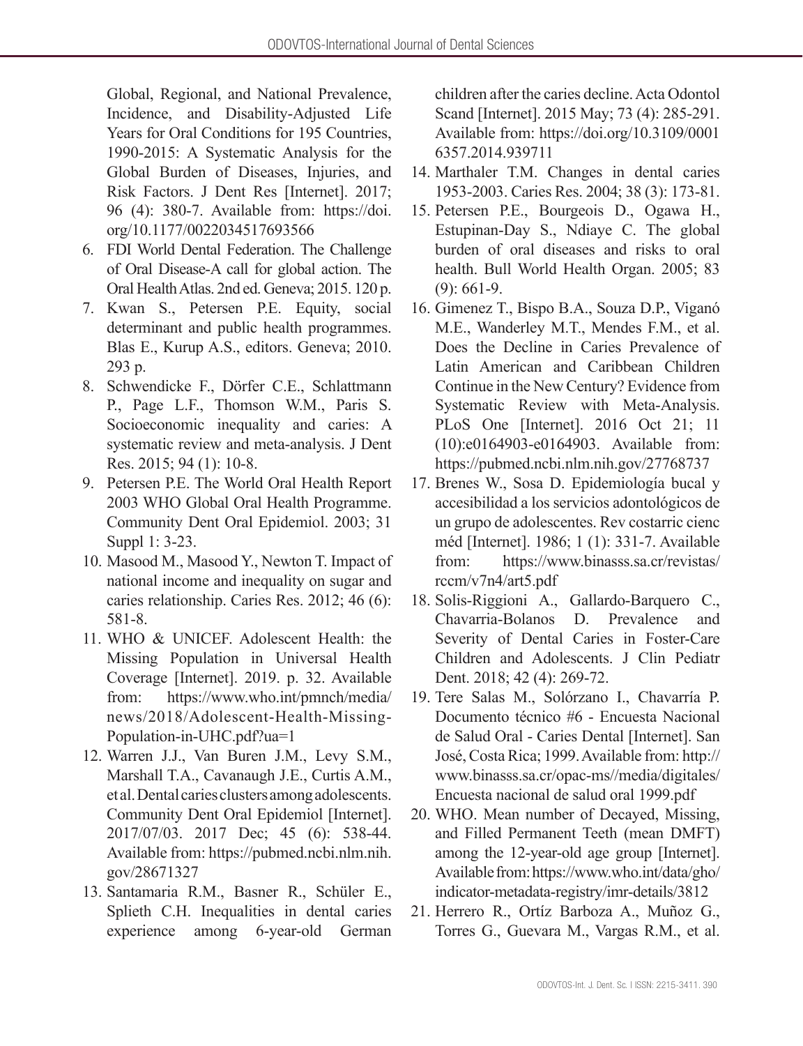Global, Regional, and National Prevalence, Incidence, and Disability-Adjusted Life Years for Oral Conditions for 195 Countries, 1990-2015: A Systematic Analysis for the Global Burden of Diseases, Injuries, and Risk Factors. J Dent Res [Internet]. 2017; 96 (4): 380-7. Available from: https://doi.org/10.1177/0022034517693566

6. FDI World Dental Federation. The Challenge of Oral Disease-A call for global action. The Oral Health Atlas. 2nd ed. Geneva; 2015. 120 p.
7. Kwan S., Petersen P.E. Equity, social determinant and public health programmes. Blas E., Kurup A.S., editors. Geneva; 2010. 293 p.
8. Schwendicke F., Dörfer C.E., Schlattmann P., Page L.F., Thomson W.M., Paris S. Socioeconomic inequality and caries: A systematic review and meta-analysis. J Dent Res. 2015; 94 (1): 10-8.
9. Petersen P.E. The World Oral Health Report 2003 WHO Global Oral Health Programme. Community Dent Oral Epidemiol. 2003; 31 Suppl 1: 3-23.
10. Masood M., Masood Y., Newton T. Impact of national income and inequality on sugar and caries relationship. Caries Res. 2012; 46 (6): 581-8.
11. WHO & UNICEF. Adolescent Health: the Missing Population in Universal Health Coverage [Internet]. 2019. p. 32. Available from: https://www.who.int/pmnch/media/news/2018/Adolescent-Health-Missing-Population-in-UHC.pdf?ua=1
12. Warren J.J., Van Buren J.M., Levy S.M., Marshall T.A., Cavanaugh J.E., Curtis A.M., et al. Dental caries clusters among adolescents. Community Dent Oral Epidemiol [Internet]. 2017/07/03. 2017 Dec; 45 (6): 538-44. Available from: https://pubmed.ncbi.nlm.nih.gov/28671327
13. Santamaria R.M., Basner R., Schüler E., Splieth C.H. Inequalities in dental caries experience among 6-year-old German children after the caries decline. Acta Odontol Scand [Internet]. 2015 May; 73 (4): 285-291. Available from: https://doi.org/10.3109/00016357.2014.939711
14. Marthaler T.M. Changes in dental caries 1953-2003. Caries Res. 2004; 38 (3): 173-81.
15. Petersen P.E., Bourgeois D., Ogawa H., Estupinan-Day S., Ndiaye C. The global burden of oral diseases and risks to oral health. Bull World Health Organ. 2005; 83 (9): 661-9.
16. Gimenez T., Bispo B.A., Souza D.P., Viganó M.E., Wanderley M.T., Mendes F.M., et al. Does the Decline in Caries Prevalence of Latin American and Caribbean Children Continue in the New Century? Evidence from Systematic Review with Meta-Analysis. PLoS One [Internet]. 2016 Oct 21; 11 (10):e0164903-e0164903. Available from: https://pubmed.ncbi.nlm.nih.gov/27768737
17. Brenes W., Sosa D. Epidemiología bucal y accesibilidad a los servicios adontológicos de un grupo de adolescentes. Rev costarric cienc méd [Internet]. 1986; 1 (1): 331-7. Available from: https://www.binasss.sa.cr/revistas/rccm/v7n4/art5.pdf
18. Solis-Riggioni A., Gallardo-Barquero C., Chavarria-Bolanos D. Prevalence and Severity of Dental Caries in Foster-Care Children and Adolescents. J Clin Pediatr Dent. 2018; 42 (4): 269-72.
19. Tere Salas M., Solórzano I., Chavarría P. Documento técnico #6 - Encuesta Nacional de Salud Oral - Caries Dental [Internet]. San José, Costa Rica; 1999. Available from: http://www.binasss.sa.cr/opac-ms//media/digitales/Encuesta nacional de salud oral 1999.pdf
20. WHO. Mean number of Decayed, Missing, and Filled Permanent Teeth (mean DMFT) among the 12-year-old age group [Internet]. Available from: https://www.who.int/data/gho/indicator-metadata-registry/imr-details/3812
21. Herrero R., Ortíz Barboza A., Muñoz G., Torres G., Guevara M., Vargas R.M., et al.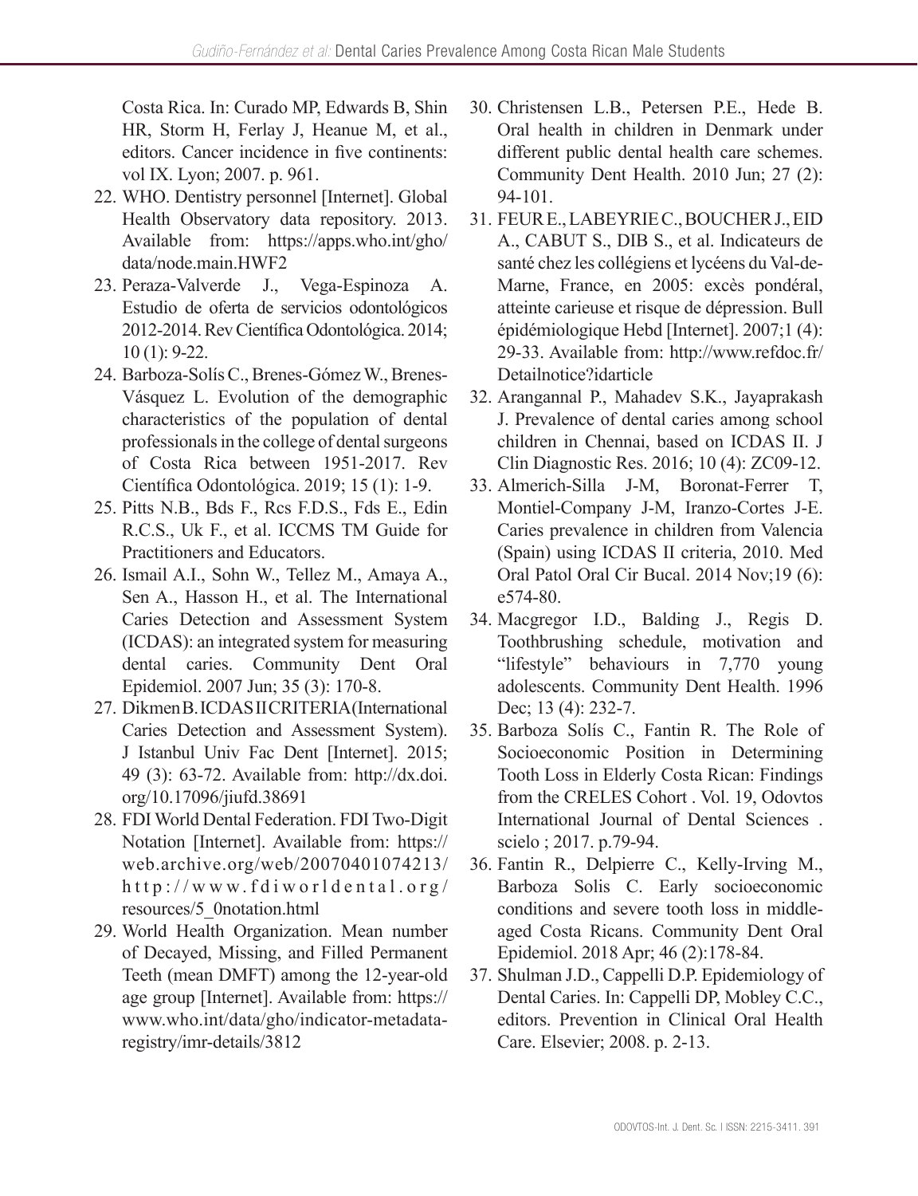Costa Rica. In: Curado MP, Edwards B, Shin HR, Storm H, Ferlay J, Heanue M, et al., editors. Cancer incidence in five continents: vol IX. Lyon; 2007. p. 961.

22. WHO. Dentistry personnel [Internet]. Global Health Observatory data repository. 2013. Available from: https://apps.who.int/gho/data/node.main.HWF2
23. Peraza-Valverde J., Vega-Espinoza A. Estudio de oferta de servicios odontológicos 2012-2014. Rev Científica Odontológica. 2014; 10 (1): 9-22.
24. Barboza-Solís C., Brenes-Gómez W., Brenes-Vásquez L. Evolution of the demographic characteristics of the population of dental professionals in the college of dental surgeons of Costa Rica between 1951-2017. Rev Científica Odontológica. 2019; 15 (1): 1-9.
25. Pitts N.B., Bds F., Rcs F.D.S., Fds E., Edin R.C.S., Uk F., et al. ICCMS TM Guide for Practitioners and Educators.
26. Ismail A.I., Sohn W., Tellez M., Amaya A., Sen A., Hasson H., et al. The International Caries Detection and Assessment System (ICDAS): an integrated system for measuring dental caries. Community Dent Oral Epidemiol. 2007 Jun; 35 (3): 170-8.
27. Dikmen B. ICDAS II CRITERIA (International Caries Detection and Assessment System). J Istanbul Univ Fac Dent [Internet]. 2015; 49 (3): 63-72. Available from: http://dx.doi.org/10.17096/jiufd.38691
28. FDI World Dental Federation. FDI Two-Digit Notation [Internet]. Available from: https://web.archive.org/web/20070401074213/http://www.fdiworldental.org/resources/5_0notation.html
29. World Health Organization. Mean number of Decayed, Missing, and Filled Permanent Teeth (mean DMFT) among the 12-year-old age group [Internet]. Available from: https://www.who.int/data/gho/indicator-metadata-registry/imr-details/3812
30. Christensen L.B., Petersen P.E., Hede B. Oral health in children in Denmark under different public dental health care schemes. Community Dent Health. 2010 Jun; 27 (2): 94-101.
31. FEUR E., LABEYRIE C., BOUCHER J., EID A., CABUT S., DIB S., et al. Indicateurs de santé chez les collégiens et lycéens du Val-de-Marne, France, en 2005: excès pondéral, atteinte carieuse et risque de dépression. Bull épidémiologique Hebd [Internet]. 2007;1 (4): 29-33. Available from: http://www.refdoc.fr/Detailnotice?idarticle
32. Arangannal P., Mahadev S.K., Jayaprakash J. Prevalence of dental caries among school children in Chennai, based on ICDAS II. J Clin Diagnostic Res. 2016; 10 (4): ZC09-12.
33. Almerich-Silla J-M, Boronat-Ferrer T, Montiel-Company J-M, Iranzo-Cortes J-E. Caries prevalence in children from Valencia (Spain) using ICDAS II criteria, 2010. Med Oral Patol Oral Cir Bucal. 2014 Nov;19 (6): e574-80.
34. Macgregor I.D., Balding J., Regis D. Toothbrushing schedule, motivation and "lifestyle" behaviours in 7,770 young adolescents. Community Dent Health. 1996 Dec; 13 (4): 232-7.
35. Barboza Solís C., Fantin R. The Role of Socioeconomic Position in Determining Tooth Loss in Elderly Costa Rican: Findings from the CRELES Cohort . Vol. 19, Odovtos International Journal of Dental Sciences . scielo ; 2017. p.79-94.
36. Fantin R., Delpierre C., Kelly-Irving M., Barboza Solis C. Early socioeconomic conditions and severe tooth loss in middle-aged Costa Ricans. Community Dent Oral Epidemiol. 2018 Apr; 46 (2):178-84.
37. Shulman J.D., Cappelli D.P. Epidemiology of Dental Caries. In: Cappelli DP, Mobley C.C., editors. Prevention in Clinical Oral Health Care. Elsevier; 2008. p. 2-13.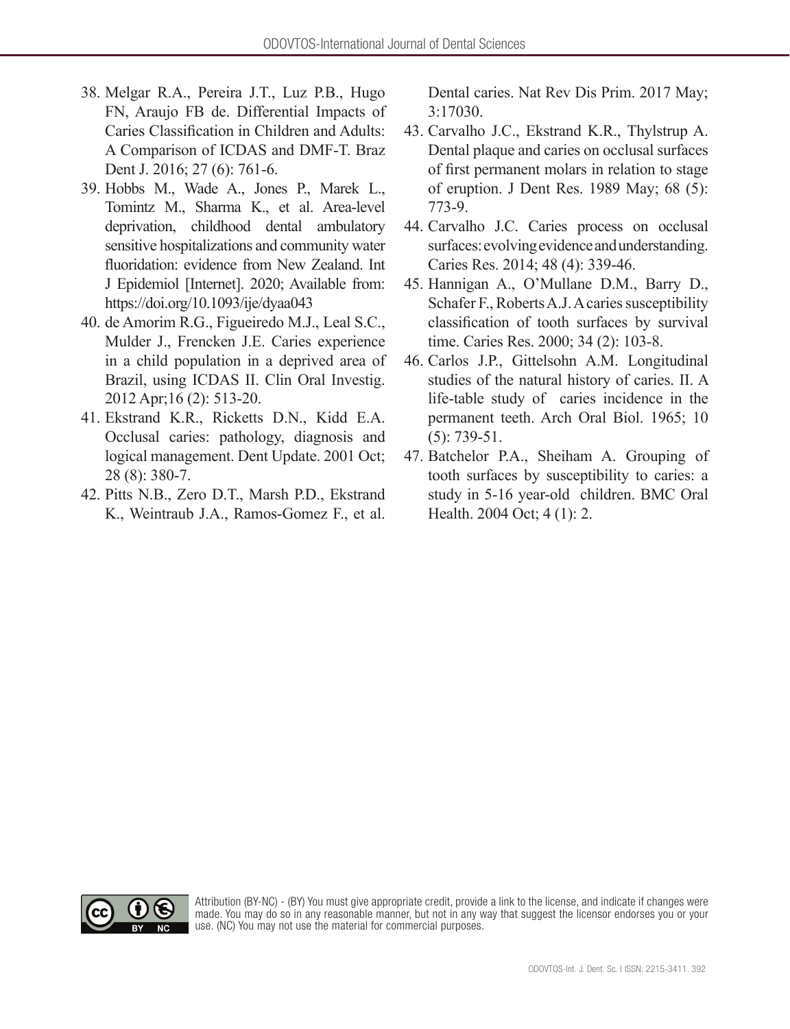38. Melgar R.A., Pereira J.T., Luz P.B., Hugo FN, Araujo FB de. Differential Impacts of Caries Classification in Children and Adults: A Comparison of ICDAS and DMF-T. Braz Dent J. 2016; 27 (6): 761-6.
39. Hobbs M., Wade A., Jones P., Marek L., Tomintz M., Sharma K., et al. Area-level deprivation, childhood dental ambulatory sensitive hospitalizations and community water fluoridation: evidence from New Zealand. Int J Epidemiol [Internet]. 2020; Available from: https://doi.org/10.1093/ije/dyaa043
40. de Amorim R.G., Figueiredo M.J., Leal S.C., Mulder J., Frencken J.E. Caries experience in a child population in a deprived area of Brazil, using ICDAS II. Clin Oral Investig. 2012 Apr;16 (2): 513-20.
41. Ekstrand K.R., Ricketts D.N., Kidd E.A. Occlusal caries: pathology, diagnosis and logical management. Dent Update. 2001 Oct; 28 (8): 380-7.
42. Pitts N.B., Zero D.T., Marsh P.D., Ekstrand K., Weintraub J.A., Ramos-Gomez F., et al. Dental caries. Nat Rev Dis Prim. 2017 May; 3:17030.
43. Carvalho J.C., Ekstrand K.R., Thylstrup A. Dental plaque and caries on occlusal surfaces of first permanent molars in relation to stage of eruption. J Dent Res. 1989 May; 68 (5): 773-9.
44. Carvalho J.C. Caries process on occlusal surfaces: evolving evidence and understanding. Caries Res. 2014; 48 (4): 339-46.
45. Hannigan A., O'Mullane D.M., Barry D., Schafer F., Roberts A.J. A caries susceptibility classification of tooth surfaces by survival time. Caries Res. 2000; 34 (2): 103-8.
46. Carlos J.P., Gittelsohn A.M. Longitudinal studies of the natural history of caries. II. A life-table study of caries incidence in the permanent teeth. Arch Oral Biol. 1965; 10 (5): 739-51.
47. Batchelor P.A., Sheiham A. Grouping of tooth surfaces by susceptibility to caries: a study in 5-16 year-old children. BMC Oral Health. 2004 Oct; 4 (1): 2.

Attribution (BY-NC) - (BY) You must give appropriate credit, provide a link to the license, and indicate if changes were made. You may do so in any reasonable manner, but not in any way that suggest the licensor endorses you or your use. (NC) You may not use the material for commercial purposes.